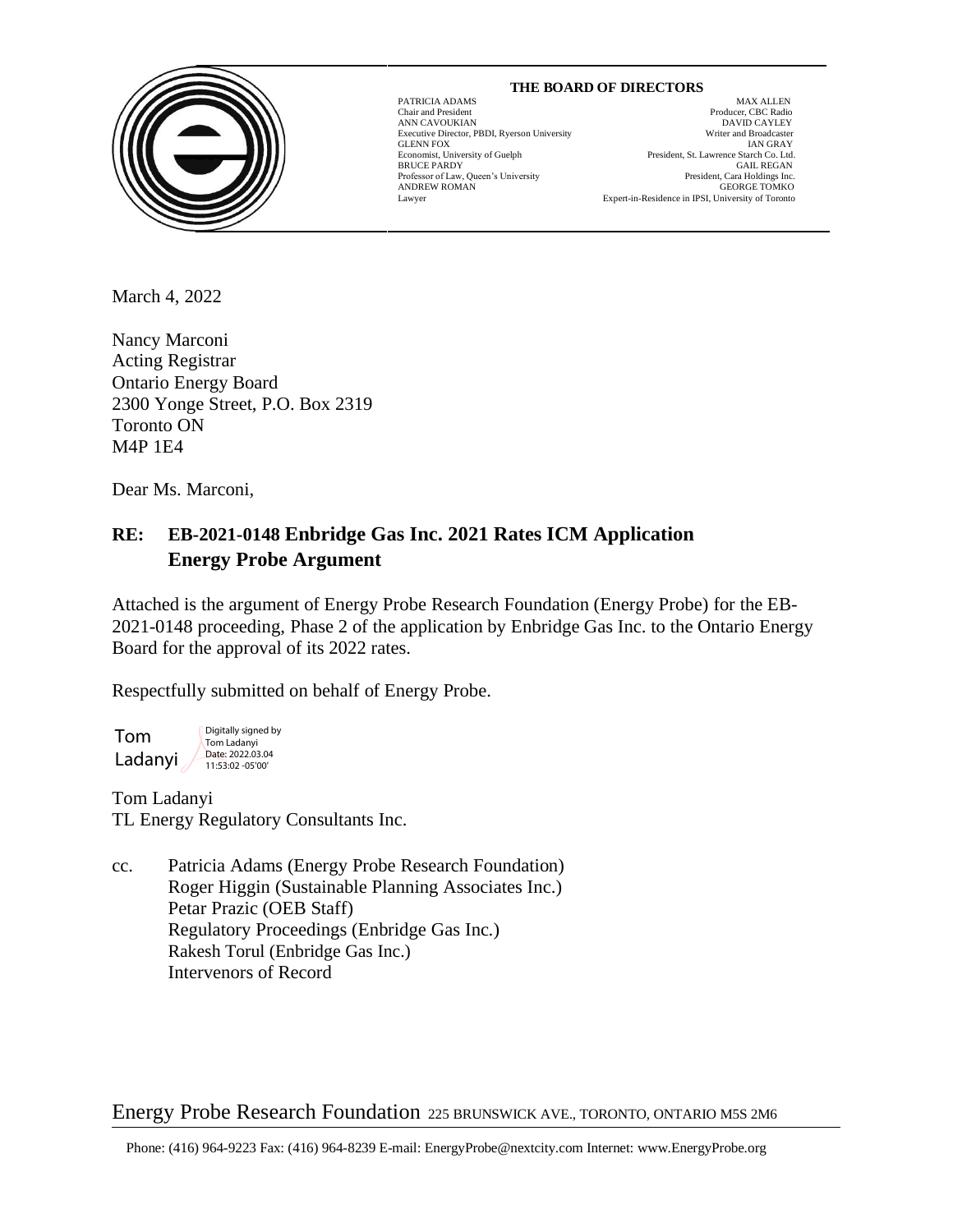**THE BOARD OF DIRECTORS**

| | |
|---|---|
| PATRICIA ADAMS<br>Chair and President | MAX ALLEN<br>Producer, CBC Radio |
| ANN CAVOUKIAN<br>Executive Director, PBDI, Ryerson University | DAVID CAYLEY<br>Writer and Broadcaster |
| GLENN FOX<br>Economist, University of Guelph | IAN GRAY<br>President, St. Lawrence Starch Co. Ltd. |
| BRUCE PARDY<br>Professor of Law, Queen's University | GAIL REGAN<br>President, Cara Holdings Inc. |
| ANDREW ROMAN<br>Lawyer | GEORGE TOMKO<br>Expert-in-Residence in IPSI, University of Toronto |

March 4, 2022

Nancy Marconi
Acting Registrar
Ontario Energy Board
2300 Yonge Street, P.O. Box 2319
Toronto ON
M4P 1E4

Dear Ms. Marconi,

**RE: EB-2021-0148 Enbridge Gas Inc. 2021 Rates ICM Application**
**Energy Probe Argument**

Attached is the argument of Energy Probe Research Foundation (Energy Probe) for the EB-2021-0148 proceeding, Phase 2 of the application by Enbridge Gas Inc. to the Ontario Energy Board for the approval of its 2022 rates.

Respectfully submitted on behalf of Energy Probe.

Tom Ladanyi — Digitally signed by Tom Ladanyi Date: 2022.03.04 11:53:02 -05'00'

Tom Ladanyi
TL Energy Regulatory Consultants Inc.

cc. Patricia Adams (Energy Probe Research Foundation)
Roger Higgin (Sustainable Planning Associates Inc.)
Petar Prazic (OEB Staff)
Regulatory Proceedings (Enbridge Gas Inc.)
Rakesh Torul (Enbridge Gas Inc.)
Intervenors of Record

Energy Probe Research Foundation 225 BRUNSWICK AVE., TORONTO, ONTARIO M5S 2M6

Phone: (416) 964-9223 Fax: (416) 964-8239 E-mail: EnergyProbe@nextcity.com Internet: www.EnergyProbe.org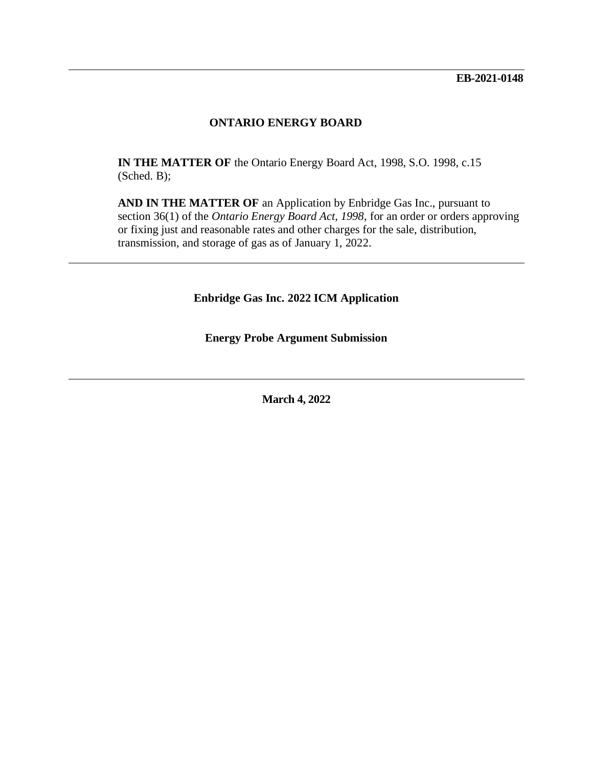**EB-2021-0148**

**ONTARIO ENERGY BOARD**

**IN THE MATTER OF** the Ontario Energy Board Act, 1998, S.O. 1998, c.15 (Sched. B);

**AND IN THE MATTER OF** an Application by Enbridge Gas Inc., pursuant to section 36(1) of the *Ontario Energy Board Act, 1998*, for an order or orders approving or fixing just and reasonable rates and other charges for the sale, distribution, transmission, and storage of gas as of January 1, 2022.

---

**Enbridge Gas Inc. 2022 ICM Application**

**Energy Probe Argument Submission**

---

**March 4, 2022**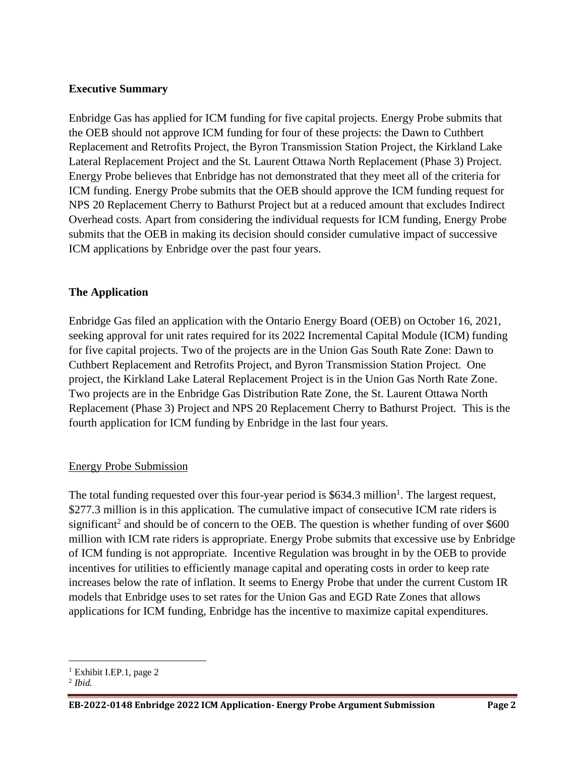## Executive Summary

Enbridge Gas has applied for ICM funding for five capital projects. Energy Probe submits that the OEB should not approve ICM funding for four of these projects: the Dawn to Cuthbert Replacement and Retrofits Project, the Byron Transmission Station Project, the Kirkland Lake Lateral Replacement Project and the St. Laurent Ottawa North Replacement (Phase 3) Project. Energy Probe believes that Enbridge has not demonstrated that they meet all of the criteria for ICM funding. Energy Probe submits that the OEB should approve the ICM funding request for NPS 20 Replacement Cherry to Bathurst Project but at a reduced amount that excludes Indirect Overhead costs. Apart from considering the individual requests for ICM funding, Energy Probe submits that the OEB in making its decision should consider cumulative impact of successive ICM applications by Enbridge over the past four years.

## The Application

Enbridge Gas filed an application with the Ontario Energy Board (OEB) on October 16, 2021, seeking approval for unit rates required for its 2022 Incremental Capital Module (ICM) funding for five capital projects. Two of the projects are in the Union Gas South Rate Zone: Dawn to Cuthbert Replacement and Retrofits Project, and Byron Transmission Station Project. One project, the Kirkland Lake Lateral Replacement Project is in the Union Gas North Rate Zone. Two projects are in the Enbridge Gas Distribution Rate Zone, the St. Laurent Ottawa North Replacement (Phase 3) Project and NPS 20 Replacement Cherry to Bathurst Project. This is the fourth application for ICM funding by Enbridge in the last four years.

### Energy Probe Submission

The total funding requested over this four-year period is $634.3 million[1]. The largest request, $277.3 million is in this application. The cumulative impact of consecutive ICM rate riders is significant[2] and should be of concern to the OEB. The question is whether funding of over $600 million with ICM rate riders is appropriate. Energy Probe submits that excessive use by Enbridge of ICM funding is not appropriate. Incentive Regulation was brought in by the OEB to provide incentives for utilities to efficiently manage capital and operating costs in order to keep rate increases below the rate of inflation. It seems to Energy Probe that under the current Custom IR models that Enbridge uses to set rates for the Union Gas and EGD Rate Zones that allows applications for ICM funding, Enbridge has the incentive to maximize capital expenditures.

[1] Exhibit I.EP.1, page 2

[2] *Ibid.*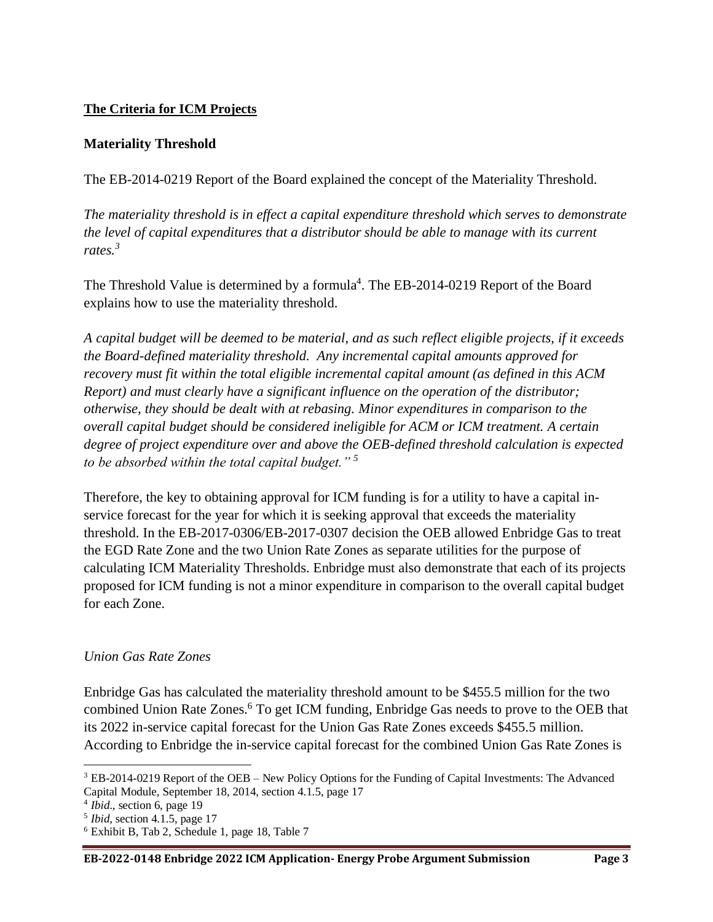**The Criteria for ICM Projects**

**Materiality Threshold**

The EB-2014-0219 Report of the Board explained the concept of the Materiality Threshold.

*The materiality threshold is in effect a capital expenditure threshold which serves to demonstrate the level of capital expenditures that a distributor should be able to manage with its current rates.*[3]

The Threshold Value is determined by a formula[4]. The EB-2014-0219 Report of the Board explains how to use the materiality threshold.

*A capital budget will be deemed to be material, and as such reflect eligible projects, if it exceeds the Board-defined materiality threshold. Any incremental capital amounts approved for recovery must fit within the total eligible incremental capital amount (as defined in this ACM Report) and must clearly have a significant influence on the operation of the distributor; otherwise, they should be dealt with at rebasing. Minor expenditures in comparison to the overall capital budget should be considered ineligible for ACM or ICM treatment. A certain degree of project expenditure over and above the OEB-defined threshold calculation is expected to be absorbed within the total capital budget."* [5]

Therefore, the key to obtaining approval for ICM funding is for a utility to have a capital in-service forecast for the year for which it is seeking approval that exceeds the materiality threshold. In the EB-2017-0306/EB-2017-0307 decision the OEB allowed Enbridge Gas to treat the EGD Rate Zone and the two Union Rate Zones as separate utilities for the purpose of calculating ICM Materiality Thresholds. Enbridge must also demonstrate that each of its projects proposed for ICM funding is not a minor expenditure in comparison to the overall capital budget for each Zone.

*Union Gas Rate Zones*

Enbridge Gas has calculated the materiality threshold amount to be $455.5 million for the two combined Union Rate Zones.[6] To get ICM funding, Enbridge Gas needs to prove to the OEB that its 2022 in-service capital forecast for the Union Gas Rate Zones exceeds $455.5 million. According to Enbridge the in-service capital forecast for the combined Union Gas Rate Zones is

---

[3] EB-2014-0219 Report of the OEB – New Policy Options for the Funding of Capital Investments: The Advanced Capital Module, September 18, 2014, section 4.1.5, page 17

[4] *Ibid*., section 6, page 19

[5] *Ibid*, section 4.1.5, page 17

[6] Exhibit B, Tab 2, Schedule 1, page 18, Table 7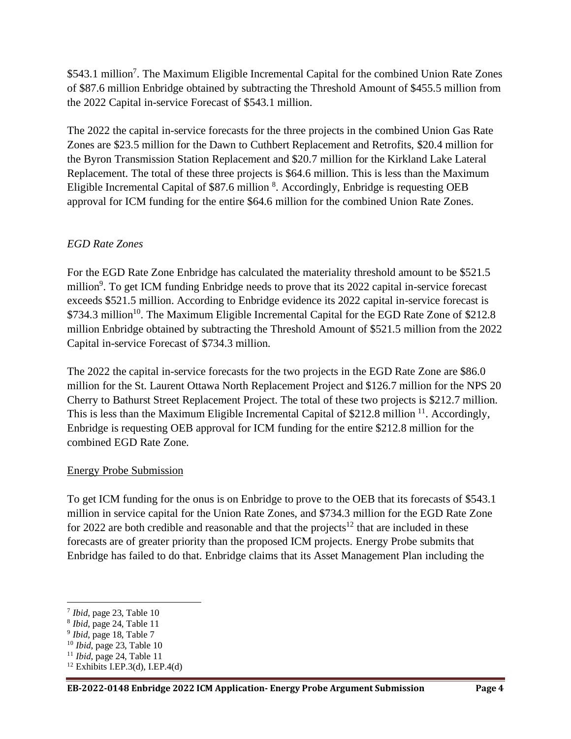\$543.1 million[7]. The Maximum Eligible Incremental Capital for the combined Union Rate Zones of \$87.6 million Enbridge obtained by subtracting the Threshold Amount of \$455.5 million from the 2022 Capital in-service Forecast of \$543.1 million.

The 2022 the capital in-service forecasts for the three projects in the combined Union Gas Rate Zones are \$23.5 million for the Dawn to Cuthbert Replacement and Retrofits, \$20.4 million for the Byron Transmission Station Replacement and \$20.7 million for the Kirkland Lake Lateral Replacement. The total of these three projects is \$64.6 million. This is less than the Maximum Eligible Incremental Capital of \$87.6 million [8]. Accordingly, Enbridge is requesting OEB approval for ICM funding for the entire \$64.6 million for the combined Union Rate Zones.

*EGD Rate Zones*

For the EGD Rate Zone Enbridge has calculated the materiality threshold amount to be \$521.5 million[9]. To get ICM funding Enbridge needs to prove that its 2022 capital in-service forecast exceeds \$521.5 million. According to Enbridge evidence its 2022 capital in-service forecast is \$734.3 million[10]. The Maximum Eligible Incremental Capital for the EGD Rate Zone of \$212.8 million Enbridge obtained by subtracting the Threshold Amount of \$521.5 million from the 2022 Capital in-service Forecast of \$734.3 million.

The 2022 the capital in-service forecasts for the two projects in the EGD Rate Zone are \$86.0 million for the St. Laurent Ottawa North Replacement Project and \$126.7 million for the NPS 20 Cherry to Bathurst Street Replacement Project. The total of these two projects is \$212.7 million. This is less than the Maximum Eligible Incremental Capital of \$212.8 million [11]. Accordingly, Enbridge is requesting OEB approval for ICM funding for the entire \$212.8 million for the combined EGD Rate Zone.

Energy Probe Submission

To get ICM funding for the onus is on Enbridge to prove to the OEB that its forecasts of \$543.1 million in service capital for the Union Rate Zones, and \$734.3 million for the EGD Rate Zone for 2022 are both credible and reasonable and that the projects[12] that are included in these forecasts are of greater priority than the proposed ICM projects. Energy Probe submits that Enbridge has failed to do that. Enbridge claims that its Asset Management Plan including the

---

[7] *Ibid*, page 23, Table 10
[8] *Ibid*, page 24, Table 11
[9] *Ibid*, page 18, Table 7
[10] *Ibid*, page 23, Table 10
[11] *Ibid*, page 24, Table 11
[12] Exhibits I.EP.3(d), I.EP.4(d)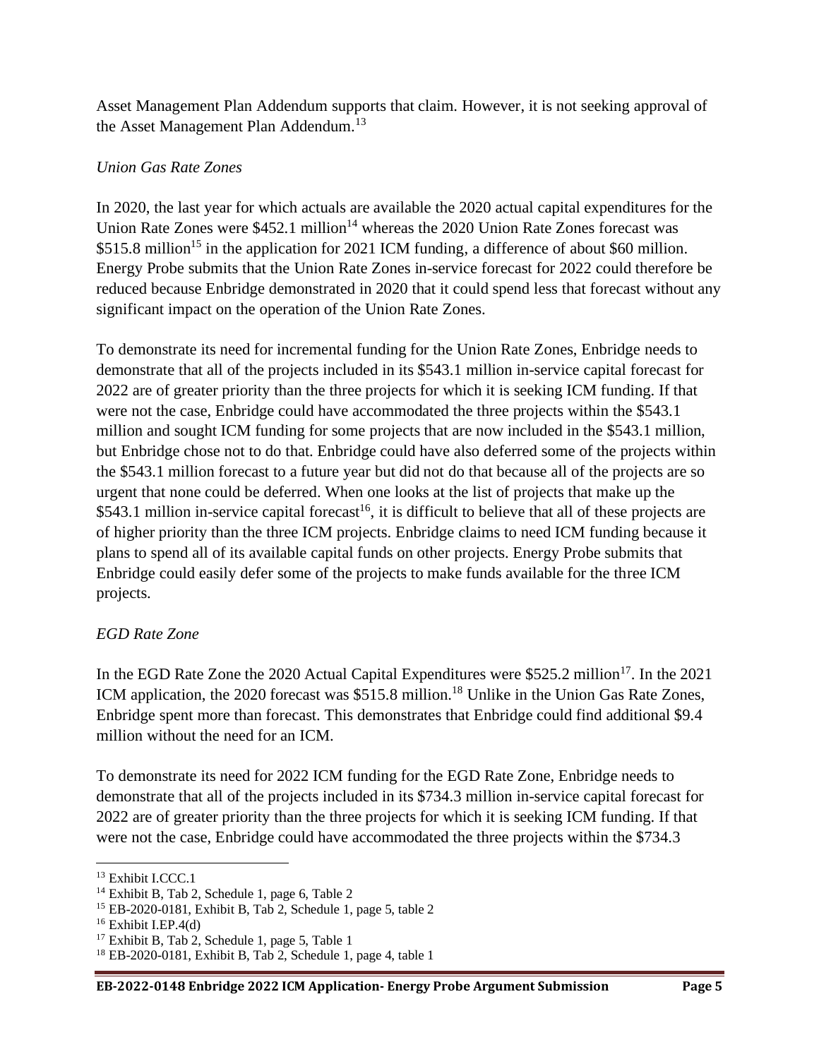Asset Management Plan Addendum supports that claim. However, it is not seeking approval of the Asset Management Plan Addendum.[13]

*Union Gas Rate Zones*

In 2020, the last year for which actuals are available the 2020 actual capital expenditures for the Union Rate Zones were \$452.1 million[14] whereas the 2020 Union Rate Zones forecast was \$515.8 million[15] in the application for 2021 ICM funding, a difference of about \$60 million. Energy Probe submits that the Union Rate Zones in-service forecast for 2022 could therefore be reduced because Enbridge demonstrated in 2020 that it could spend less that forecast without any significant impact on the operation of the Union Rate Zones.

To demonstrate its need for incremental funding for the Union Rate Zones, Enbridge needs to demonstrate that all of the projects included in its \$543.1 million in-service capital forecast for 2022 are of greater priority than the three projects for which it is seeking ICM funding. If that were not the case, Enbridge could have accommodated the three projects within the \$543.1 million and sought ICM funding for some projects that are now included in the \$543.1 million, but Enbridge chose not to do that. Enbridge could have also deferred some of the projects within the \$543.1 million forecast to a future year but did not do that because all of the projects are so urgent that none could be deferred. When one looks at the list of projects that make up the \$543.1 million in-service capital forecast[16], it is difficult to believe that all of these projects are of higher priority than the three ICM projects. Enbridge claims to need ICM funding because it plans to spend all of its available capital funds on other projects. Energy Probe submits that Enbridge could easily defer some of the projects to make funds available for the three ICM projects.

*EGD Rate Zone*

In the EGD Rate Zone the 2020 Actual Capital Expenditures were \$525.2 million[17]. In the 2021 ICM application, the 2020 forecast was \$515.8 million.[18] Unlike in the Union Gas Rate Zones, Enbridge spent more than forecast. This demonstrates that Enbridge could find additional \$9.4 million without the need for an ICM.

To demonstrate its need for 2022 ICM funding for the EGD Rate Zone, Enbridge needs to demonstrate that all of the projects included in its \$734.3 million in-service capital forecast for 2022 are of greater priority than the three projects for which it is seeking ICM funding. If that were not the case, Enbridge could have accommodated the three projects within the \$734.3

---

[13] Exhibit I.CCC.1
[14] Exhibit B, Tab 2, Schedule 1, page 6, Table 2
[15] EB-2020-0181, Exhibit B, Tab 2, Schedule 1, page 5, table 2
[16] Exhibit I.EP.4(d)
[17] Exhibit B, Tab 2, Schedule 1, page 5, Table 1
[18] EB-2020-0181, Exhibit B, Tab 2, Schedule 1, page 4, table 1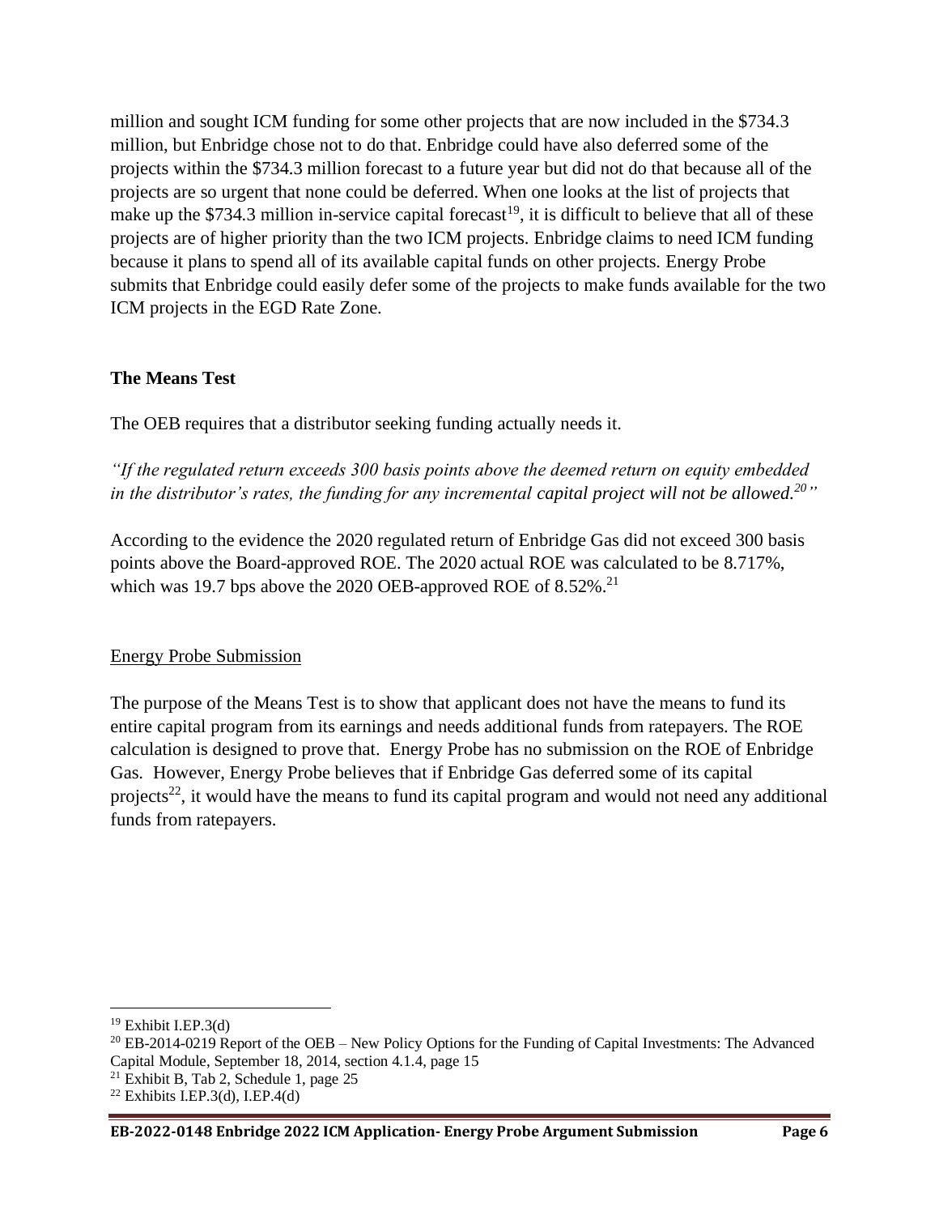million and sought ICM funding for some other projects that are now included in the $734.3 million, but Enbridge chose not to do that. Enbridge could have also deferred some of the projects within the $734.3 million forecast to a future year but did not do that because all of the projects are so urgent that none could be deferred. When one looks at the list of projects that make up the $734.3 million in-service capital forecast[19], it is difficult to believe that all of these projects are of higher priority than the two ICM projects. Enbridge claims to need ICM funding because it plans to spend all of its available capital funds on other projects. Energy Probe submits that Enbridge could easily defer some of the projects to make funds available for the two ICM projects in the EGD Rate Zone.

**The Means Test**

The OEB requires that a distributor seeking funding actually needs it.

*"If the regulated return exceeds 300 basis points above the deemed return on equity embedded in the distributor's rates, the funding for any incremental capital project will not be allowed.[20]"*

According to the evidence the 2020 regulated return of Enbridge Gas did not exceed 300 basis points above the Board-approved ROE. The 2020 actual ROE was calculated to be 8.717%, which was 19.7 bps above the 2020 OEB-approved ROE of 8.52%.[21]

<u>Energy Probe Submission</u>

The purpose of the Means Test is to show that applicant does not have the means to fund its entire capital program from its earnings and needs additional funds from ratepayers. The ROE calculation is designed to prove that. Energy Probe has no submission on the ROE of Enbridge Gas. However, Energy Probe believes that if Enbridge Gas deferred some of its capital projects[22], it would have the means to fund its capital program and would not need any additional funds from ratepayers.

---

[19] Exhibit I.EP.3(d)

[20] EB-2014-0219 Report of the OEB – New Policy Options for the Funding of Capital Investments: The Advanced Capital Module, September 18, 2014, section 4.1.4, page 15

[21] Exhibit B, Tab 2, Schedule 1, page 25

[22] Exhibits I.EP.3(d), I.EP.4(d)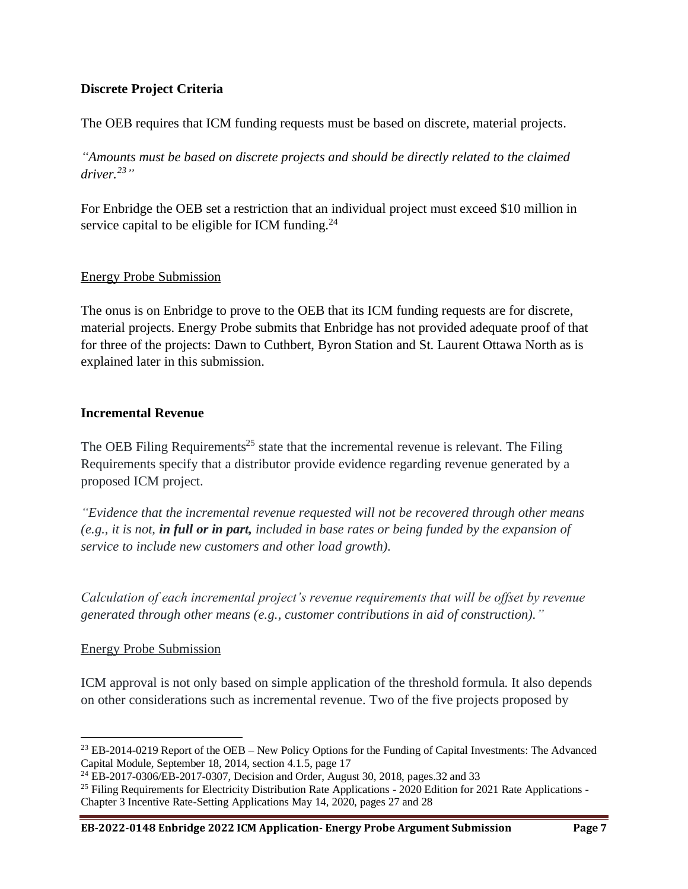### Discrete Project Criteria

The OEB requires that ICM funding requests must be based on discrete, material projects.

*"Amounts must be based on discrete projects and should be directly related to the claimed driver.[23]"*

For Enbridge the OEB set a restriction that an individual project must exceed $10 million in service capital to be eligible for ICM funding.[24]

<u>Energy Probe Submission</u>

The onus is on Enbridge to prove to the OEB that its ICM funding requests are for discrete, material projects. Energy Probe submits that Enbridge has not provided adequate proof of that for three of the projects: Dawn to Cuthbert, Byron Station and St. Laurent Ottawa North as is explained later in this submission.

### Incremental Revenue

The OEB Filing Requirements[25] state that the incremental revenue is relevant. The Filing Requirements specify that a distributor provide evidence regarding revenue generated by a proposed ICM project.

*"Evidence that the incremental revenue requested will not be recovered through other means (e.g., it is not, **in full or in part,** included in base rates or being funded by the expansion of service to include new customers and other load growth).*

*Calculation of each incremental project's revenue requirements that will be offset by revenue generated through other means (e.g., customer contributions in aid of construction)."*

<u>Energy Probe Submission</u>

ICM approval is not only based on simple application of the threshold formula. It also depends on other considerations such as incremental revenue. Two of the five projects proposed by

---

[23] EB-2014-0219 Report of the OEB – New Policy Options for the Funding of Capital Investments: The Advanced Capital Module, September 18, 2014, section 4.1.5, page 17

[24] EB-2017-0306/EB-2017-0307, Decision and Order, August 30, 2018, pages.32 and 33

[25] Filing Requirements for Electricity Distribution Rate Applications - 2020 Edition for 2021 Rate Applications - Chapter 3 Incentive Rate-Setting Applications May 14, 2020, pages 27 and 28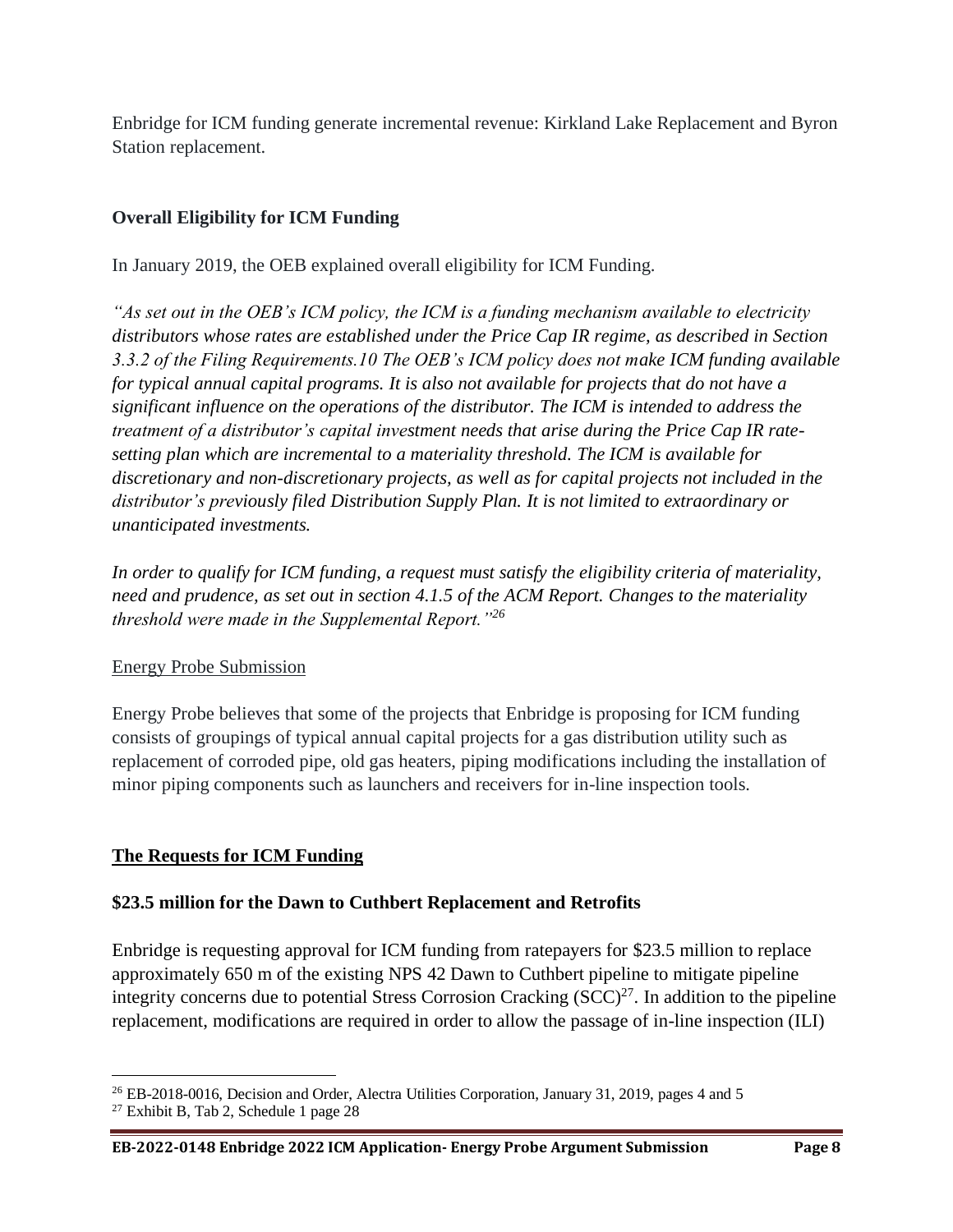Enbridge for ICM funding generate incremental revenue: Kirkland Lake Replacement and Byron Station replacement.

**Overall Eligibility for ICM Funding**

In January 2019, the OEB explained overall eligibility for ICM Funding.

*"As set out in the OEB's ICM policy, the ICM is a funding mechanism available to electricity distributors whose rates are established under the Price Cap IR regime, as described in Section 3.3.2 of the Filing Requirements.10 The OEB's ICM policy does not make ICM funding available for typical annual capital programs. It is also not available for projects that do not have a significant influence on the operations of the distributor. The ICM is intended to address the treatment of a distributor's capital investment needs that arise during the Price Cap IR rate-setting plan which are incremental to a materiality threshold. The ICM is available for discretionary and non-discretionary projects, as well as for capital projects not included in the distributor's previously filed Distribution Supply Plan. It is not limited to extraordinary or unanticipated investments.*

*In order to qualify for ICM funding, a request must satisfy the eligibility criteria of materiality, need and prudence, as set out in section 4.1.5 of the ACM Report. Changes to the materiality threshold were made in the Supplemental Report."*[26]

Energy Probe Submission

Energy Probe believes that some of the projects that Enbridge is proposing for ICM funding consists of groupings of typical annual capital projects for a gas distribution utility such as replacement of corroded pipe, old gas heaters, piping modifications including the installation of minor piping components such as launchers and receivers for in-line inspection tools.

## **The Requests for ICM Funding**

### **$23.5 million for the Dawn to Cuthbert Replacement and Retrofits**

Enbridge is requesting approval for ICM funding from ratepayers for $23.5 million to replace approximately 650 m of the existing NPS 42 Dawn to Cuthbert pipeline to mitigate pipeline integrity concerns due to potential Stress Corrosion Cracking (SCC)[27]. In addition to the pipeline replacement, modifications are required in order to allow the passage of in-line inspection (ILI)

---

[26] EB-2018-0016, Decision and Order, Alectra Utilities Corporation, January 31, 2019, pages 4 and 5

[27] Exhibit B, Tab 2, Schedule 1 page 28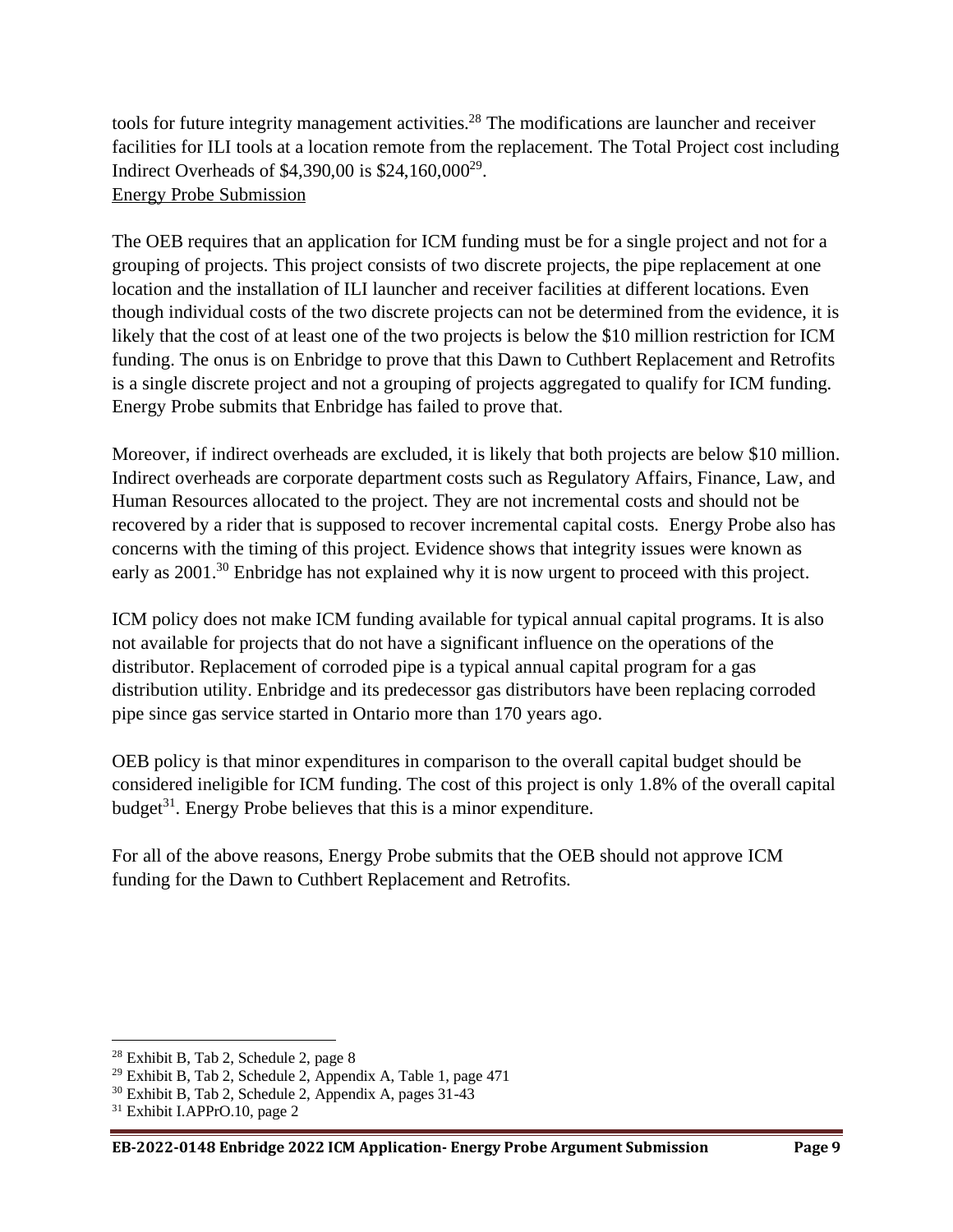tools for future integrity management activities.[28] The modifications are launcher and receiver facilities for ILI tools at a location remote from the replacement. The Total Project cost including Indirect Overheads of $4,390,00 is $24,160,000[29].

Energy Probe Submission

The OEB requires that an application for ICM funding must be for a single project and not for a grouping of projects. This project consists of two discrete projects, the pipe replacement at one location and the installation of ILI launcher and receiver facilities at different locations. Even though individual costs of the two discrete projects can not be determined from the evidence, it is likely that the cost of at least one of the two projects is below the $10 million restriction for ICM funding. The onus is on Enbridge to prove that this Dawn to Cuthbert Replacement and Retrofits is a single discrete project and not a grouping of projects aggregated to qualify for ICM funding. Energy Probe submits that Enbridge has failed to prove that.

Moreover, if indirect overheads are excluded, it is likely that both projects are below $10 million. Indirect overheads are corporate department costs such as Regulatory Affairs, Finance, Law, and Human Resources allocated to the project. They are not incremental costs and should not be recovered by a rider that is supposed to recover incremental capital costs. Energy Probe also has concerns with the timing of this project. Evidence shows that integrity issues were known as early as 2001.[30] Enbridge has not explained why it is now urgent to proceed with this project.

ICM policy does not make ICM funding available for typical annual capital programs. It is also not available for projects that do not have a significant influence on the operations of the distributor. Replacement of corroded pipe is a typical annual capital program for a gas distribution utility. Enbridge and its predecessor gas distributors have been replacing corroded pipe since gas service started in Ontario more than 170 years ago.

OEB policy is that minor expenditures in comparison to the overall capital budget should be considered ineligible for ICM funding. The cost of this project is only 1.8% of the overall capital budget[31]. Energy Probe believes that this is a minor expenditure.

For all of the above reasons, Energy Probe submits that the OEB should not approve ICM funding for the Dawn to Cuthbert Replacement and Retrofits.

---

[28] Exhibit B, Tab 2, Schedule 2, page 8

[29] Exhibit B, Tab 2, Schedule 2, Appendix A, Table 1, page 471

[30] Exhibit B, Tab 2, Schedule 2, Appendix A, pages 31-43

[31] Exhibit I.APPrO.10, page 2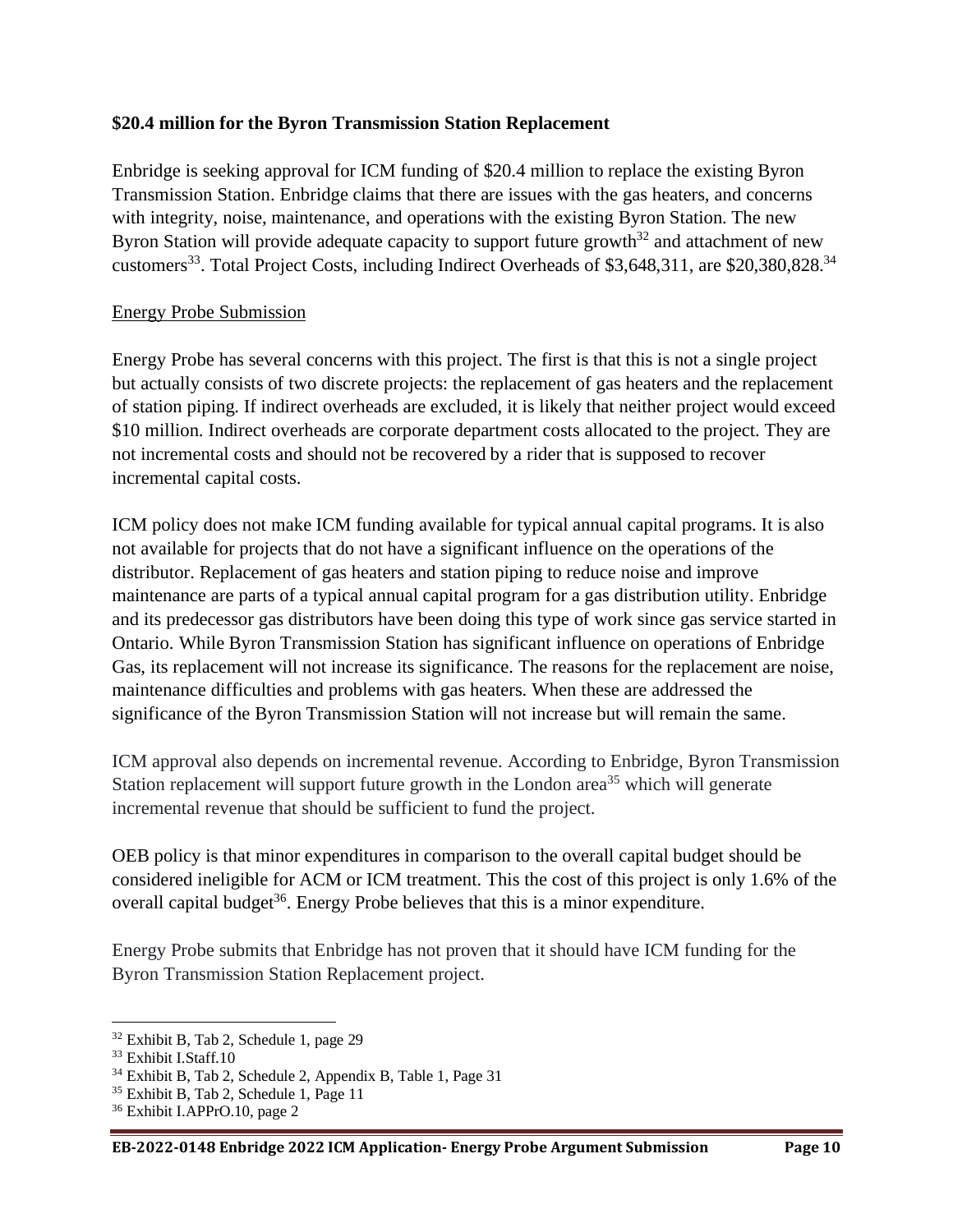**$20.4 million for the Byron Transmission Station Replacement**

Enbridge is seeking approval for ICM funding of $20.4 million to replace the existing Byron Transmission Station. Enbridge claims that there are issues with the gas heaters, and concerns with integrity, noise, maintenance, and operations with the existing Byron Station. The new Byron Station will provide adequate capacity to support future growth[32] and attachment of new customers[33]. Total Project Costs, including Indirect Overheads of $3,648,311, are $20,380,828.[34]

Energy Probe Submission

Energy Probe has several concerns with this project. The first is that this is not a single project but actually consists of two discrete projects: the replacement of gas heaters and the replacement of station piping. If indirect overheads are excluded, it is likely that neither project would exceed $10 million. Indirect overheads are corporate department costs allocated to the project. They are not incremental costs and should not be recovered by a rider that is supposed to recover incremental capital costs.

ICM policy does not make ICM funding available for typical annual capital programs. It is also not available for projects that do not have a significant influence on the operations of the distributor. Replacement of gas heaters and station piping to reduce noise and improve maintenance are parts of a typical annual capital program for a gas distribution utility. Enbridge and its predecessor gas distributors have been doing this type of work since gas service started in Ontario. While Byron Transmission Station has significant influence on operations of Enbridge Gas, its replacement will not increase its significance. The reasons for the replacement are noise, maintenance difficulties and problems with gas heaters. When these are addressed the significance of the Byron Transmission Station will not increase but will remain the same.

ICM approval also depends on incremental revenue. According to Enbridge, Byron Transmission Station replacement will support future growth in the London area[35] which will generate incremental revenue that should be sufficient to fund the project.

OEB policy is that minor expenditures in comparison to the overall capital budget should be considered ineligible for ACM or ICM treatment. This the cost of this project is only 1.6% of the overall capital budget[36]. Energy Probe believes that this is a minor expenditure.

Energy Probe submits that Enbridge has not proven that it should have ICM funding for the Byron Transmission Station Replacement project.

---

[32] Exhibit B, Tab 2, Schedule 1, page 29

[33] Exhibit I.Staff.10

[34] Exhibit B, Tab 2, Schedule 2, Appendix B, Table 1, Page 31

[35] Exhibit B, Tab 2, Schedule 1, Page 11

[36] Exhibit I.APPrO.10, page 2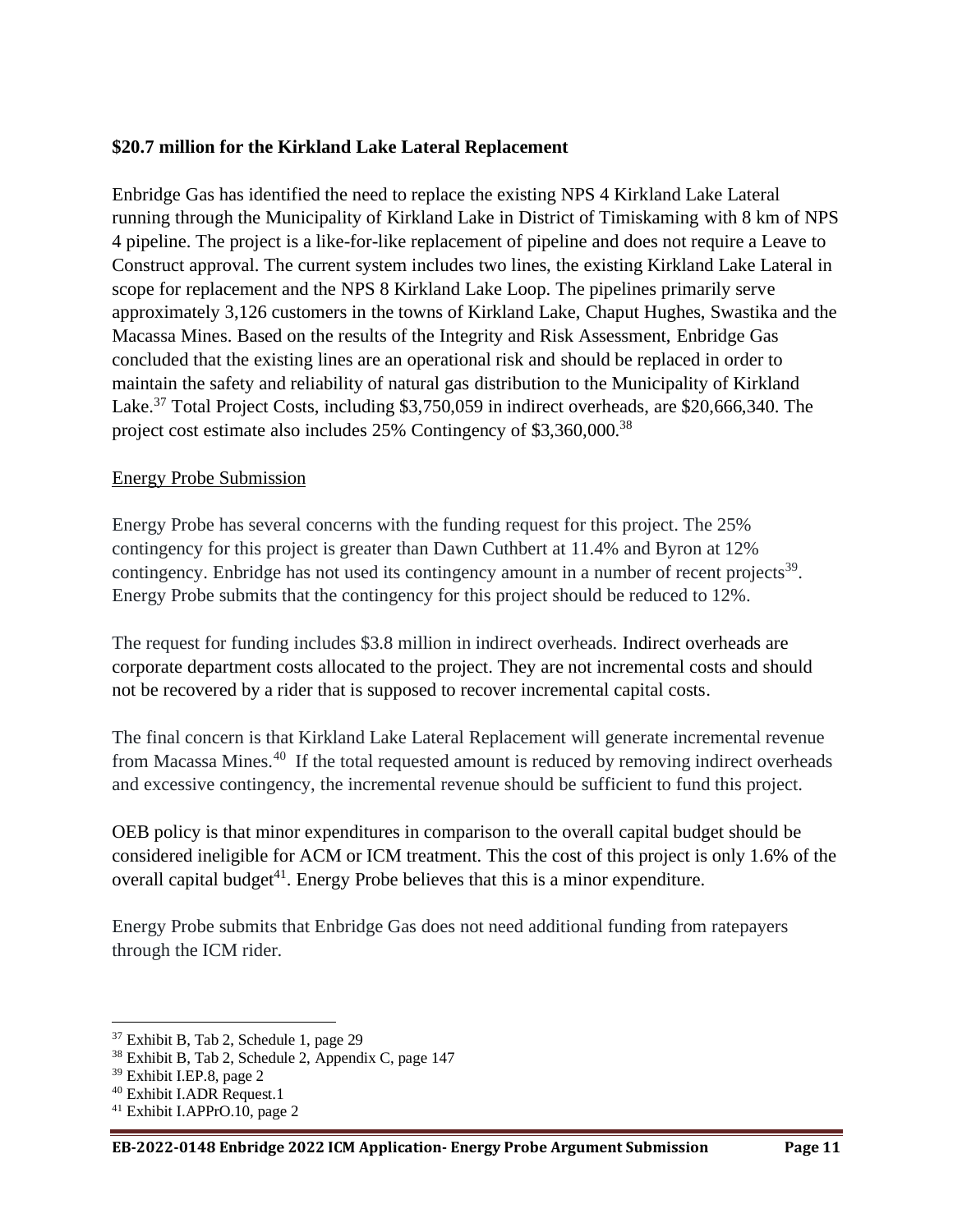**$20.7 million for the Kirkland Lake Lateral Replacement**

Enbridge Gas has identified the need to replace the existing NPS 4 Kirkland Lake Lateral running through the Municipality of Kirkland Lake in District of Timiskaming with 8 km of NPS 4 pipeline. The project is a like-for-like replacement of pipeline and does not require a Leave to Construct approval. The current system includes two lines, the existing Kirkland Lake Lateral in scope for replacement and the NPS 8 Kirkland Lake Loop. The pipelines primarily serve approximately 3,126 customers in the towns of Kirkland Lake, Chaput Hughes, Swastika and the Macassa Mines. Based on the results of the Integrity and Risk Assessment, Enbridge Gas concluded that the existing lines are an operational risk and should be replaced in order to maintain the safety and reliability of natural gas distribution to the Municipality of Kirkland Lake.[37] Total Project Costs, including $3,750,059 in indirect overheads, are $20,666,340. The project cost estimate also includes 25% Contingency of $3,360,000.[38]

Energy Probe Submission

Energy Probe has several concerns with the funding request for this project. The 25% contingency for this project is greater than Dawn Cuthbert at 11.4% and Byron at 12% contingency. Enbridge has not used its contingency amount in a number of recent projects[39]. Energy Probe submits that the contingency for this project should be reduced to 12%.

The request for funding includes $3.8 million in indirect overheads. Indirect overheads are corporate department costs allocated to the project. They are not incremental costs and should not be recovered by a rider that is supposed to recover incremental capital costs.

The final concern is that Kirkland Lake Lateral Replacement will generate incremental revenue from Macassa Mines.[40] If the total requested amount is reduced by removing indirect overheads and excessive contingency, the incremental revenue should be sufficient to fund this project.

OEB policy is that minor expenditures in comparison to the overall capital budget should be considered ineligible for ACM or ICM treatment. This the cost of this project is only 1.6% of the overall capital budget[41]. Energy Probe believes that this is a minor expenditure.

Energy Probe submits that Enbridge Gas does not need additional funding from ratepayers through the ICM rider.

---

[37] Exhibit B, Tab 2, Schedule 1, page 29

[38] Exhibit B, Tab 2, Schedule 2, Appendix C, page 147

[39] Exhibit I.EP.8, page 2

[40] Exhibit I.ADR Request.1

[41] Exhibit I.APPrO.10, page 2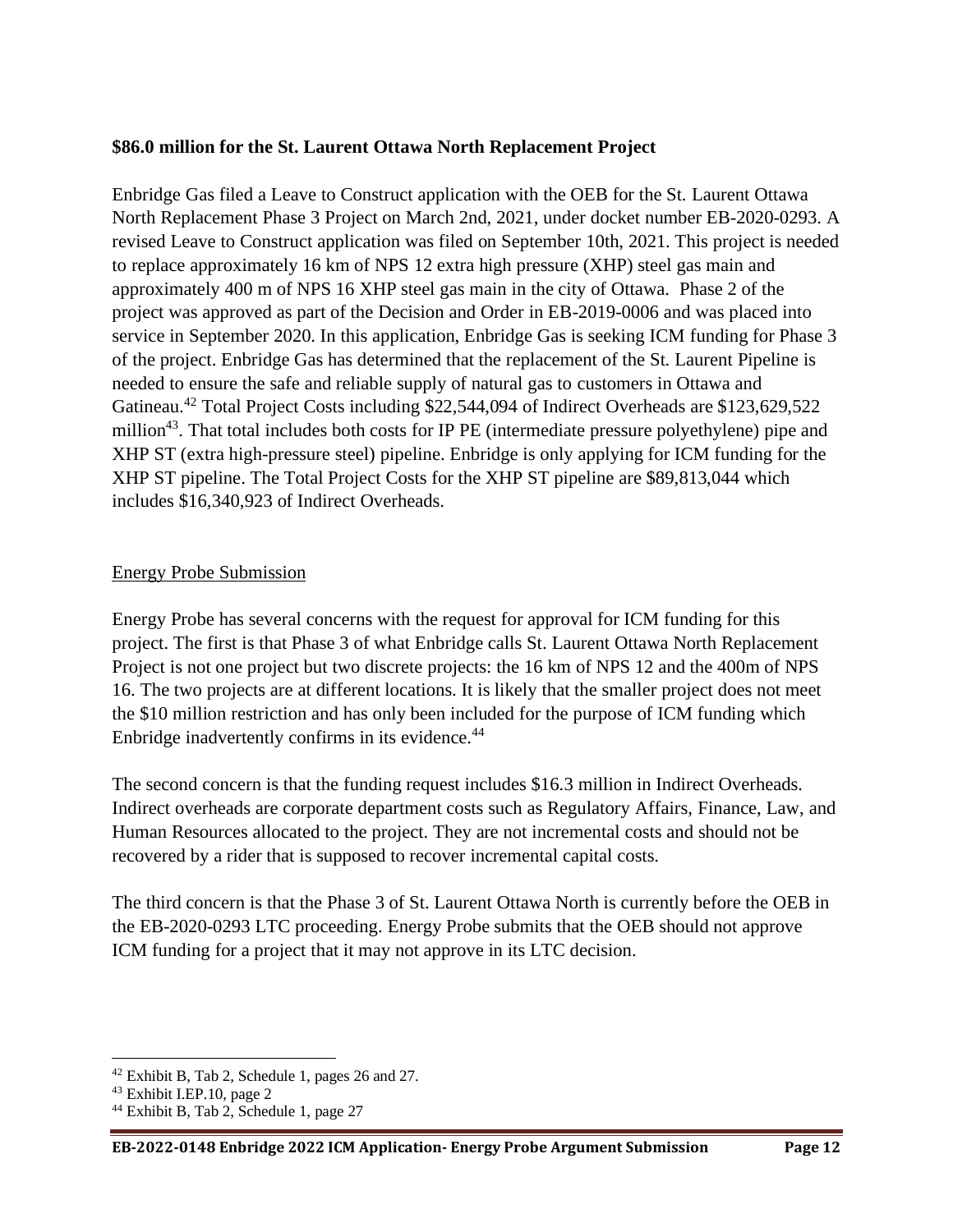**$86.0 million for the St. Laurent Ottawa North Replacement Project**

Enbridge Gas filed a Leave to Construct application with the OEB for the St. Laurent Ottawa North Replacement Phase 3 Project on March 2nd, 2021, under docket number EB-2020-0293. A revised Leave to Construct application was filed on September 10th, 2021. This project is needed to replace approximately 16 km of NPS 12 extra high pressure (XHP) steel gas main and approximately 400 m of NPS 16 XHP steel gas main in the city of Ottawa. Phase 2 of the project was approved as part of the Decision and Order in EB-2019-0006 and was placed into service in September 2020. In this application, Enbridge Gas is seeking ICM funding for Phase 3 of the project. Enbridge Gas has determined that the replacement of the St. Laurent Pipeline is needed to ensure the safe and reliable supply of natural gas to customers in Ottawa and Gatineau.[42] Total Project Costs including $22,544,094 of Indirect Overheads are $123,629,522 million[43]. That total includes both costs for IP PE (intermediate pressure polyethylene) pipe and XHP ST (extra high-pressure steel) pipeline. Enbridge is only applying for ICM funding for the XHP ST pipeline. The Total Project Costs for the XHP ST pipeline are $89,813,044 which includes $16,340,923 of Indirect Overheads.

<u>Energy Probe Submission</u>

Energy Probe has several concerns with the request for approval for ICM funding for this project. The first is that Phase 3 of what Enbridge calls St. Laurent Ottawa North Replacement Project is not one project but two discrete projects: the 16 km of NPS 12 and the 400m of NPS 16. The two projects are at different locations. It is likely that the smaller project does not meet the $10 million restriction and has only been included for the purpose of ICM funding which Enbridge inadvertently confirms in its evidence.[44]

The second concern is that the funding request includes $16.3 million in Indirect Overheads. Indirect overheads are corporate department costs such as Regulatory Affairs, Finance, Law, and Human Resources allocated to the project. They are not incremental costs and should not be recovered by a rider that is supposed to recover incremental capital costs.

The third concern is that the Phase 3 of St. Laurent Ottawa North is currently before the OEB in the EB-2020-0293 LTC proceeding. Energy Probe submits that the OEB should not approve ICM funding for a project that it may not approve in its LTC decision.

---

[42] Exhibit B, Tab 2, Schedule 1, pages 26 and 27.

[43] Exhibit I.EP.10, page 2

[44] Exhibit B, Tab 2, Schedule 1, page 27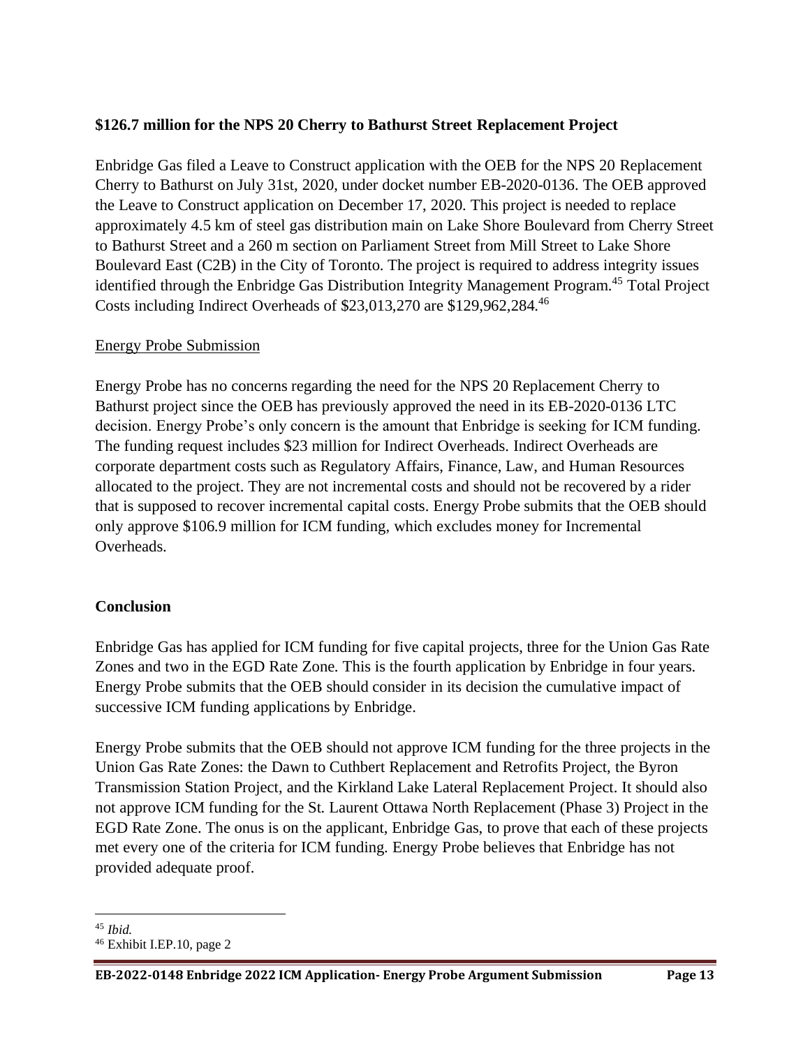**$126.7 million for the NPS 20 Cherry to Bathurst Street Replacement Project**

Enbridge Gas filed a Leave to Construct application with the OEB for the NPS 20 Replacement Cherry to Bathurst on July 31st, 2020, under docket number EB-2020-0136. The OEB approved the Leave to Construct application on December 17, 2020. This project is needed to replace approximately 4.5 km of steel gas distribution main on Lake Shore Boulevard from Cherry Street to Bathurst Street and a 260 m section on Parliament Street from Mill Street to Lake Shore Boulevard East (C2B) in the City of Toronto. The project is required to address integrity issues identified through the Enbridge Gas Distribution Integrity Management Program.[45] Total Project Costs including Indirect Overheads of $23,013,270 are $129,962,284.[46]

Energy Probe Submission

Energy Probe has no concerns regarding the need for the NPS 20 Replacement Cherry to Bathurst project since the OEB has previously approved the need in its EB-2020-0136 LTC decision. Energy Probe's only concern is the amount that Enbridge is seeking for ICM funding. The funding request includes $23 million for Indirect Overheads. Indirect Overheads are corporate department costs such as Regulatory Affairs, Finance, Law, and Human Resources allocated to the project. They are not incremental costs and should not be recovered by a rider that is supposed to recover incremental capital costs. Energy Probe submits that the OEB should only approve $106.9 million for ICM funding, which excludes money for Incremental Overheads.

**Conclusion**

Enbridge Gas has applied for ICM funding for five capital projects, three for the Union Gas Rate Zones and two in the EGD Rate Zone. This is the fourth application by Enbridge in four years. Energy Probe submits that the OEB should consider in its decision the cumulative impact of successive ICM funding applications by Enbridge.

Energy Probe submits that the OEB should not approve ICM funding for the three projects in the Union Gas Rate Zones: the Dawn to Cuthbert Replacement and Retrofits Project, the Byron Transmission Station Project, and the Kirkland Lake Lateral Replacement Project. It should also not approve ICM funding for the St. Laurent Ottawa North Replacement (Phase 3) Project in the EGD Rate Zone. The onus is on the applicant, Enbridge Gas, to prove that each of these projects met every one of the criteria for ICM funding. Energy Probe believes that Enbridge has not provided adequate proof.

---

[45] *Ibid.*

[46] Exhibit I.EP.10, page 2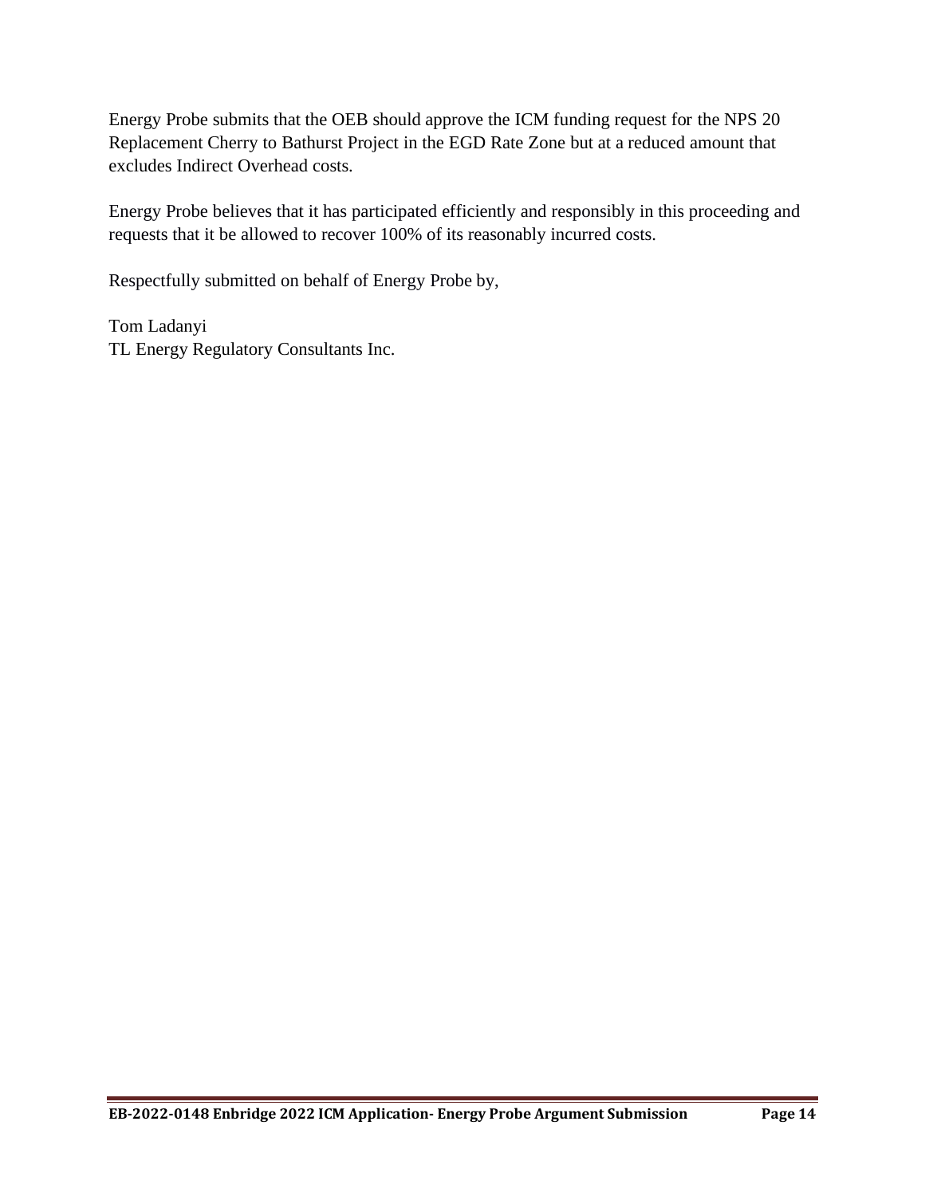Energy Probe submits that the OEB should approve the ICM funding request for the NPS 20 Replacement Cherry to Bathurst Project in the EGD Rate Zone but at a reduced amount that excludes Indirect Overhead costs.

Energy Probe believes that it has participated efficiently and responsibly in this proceeding and requests that it be allowed to recover 100% of its reasonably incurred costs.

Respectfully submitted on behalf of Energy Probe by,

Tom Ladanyi
TL Energy Regulatory Consultants Inc.